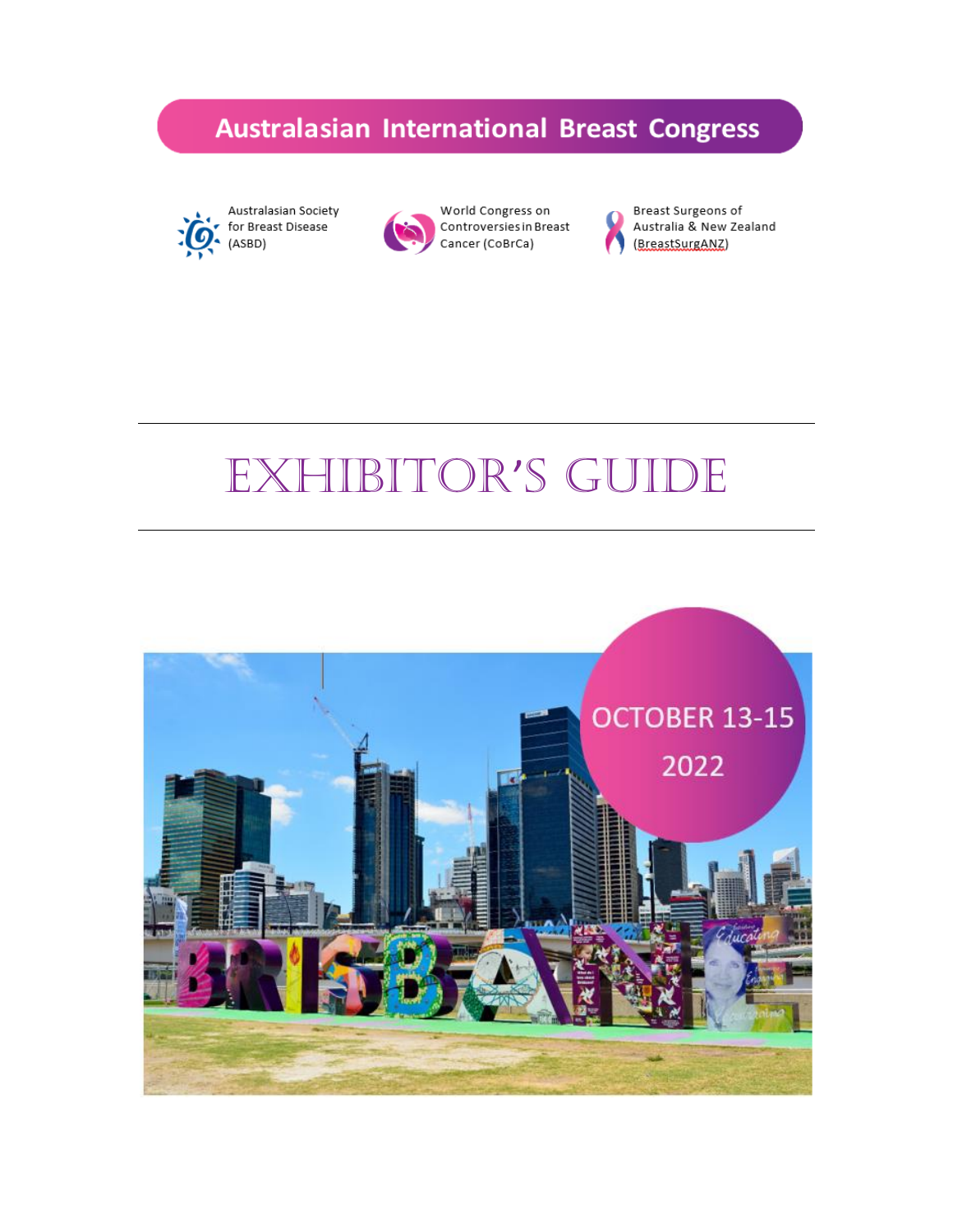# Australasian International Breast Congress

Australasian Society for Breast Disease (ASBD)

World Congress on Controversies in Breast Cancer (CoBrCa)

Breast Surgeons of Australia & New Zealand (BreastSurgANZ)

---

# EXHIBITOR'S GUIDE

---

OCTOBER 13-15

2022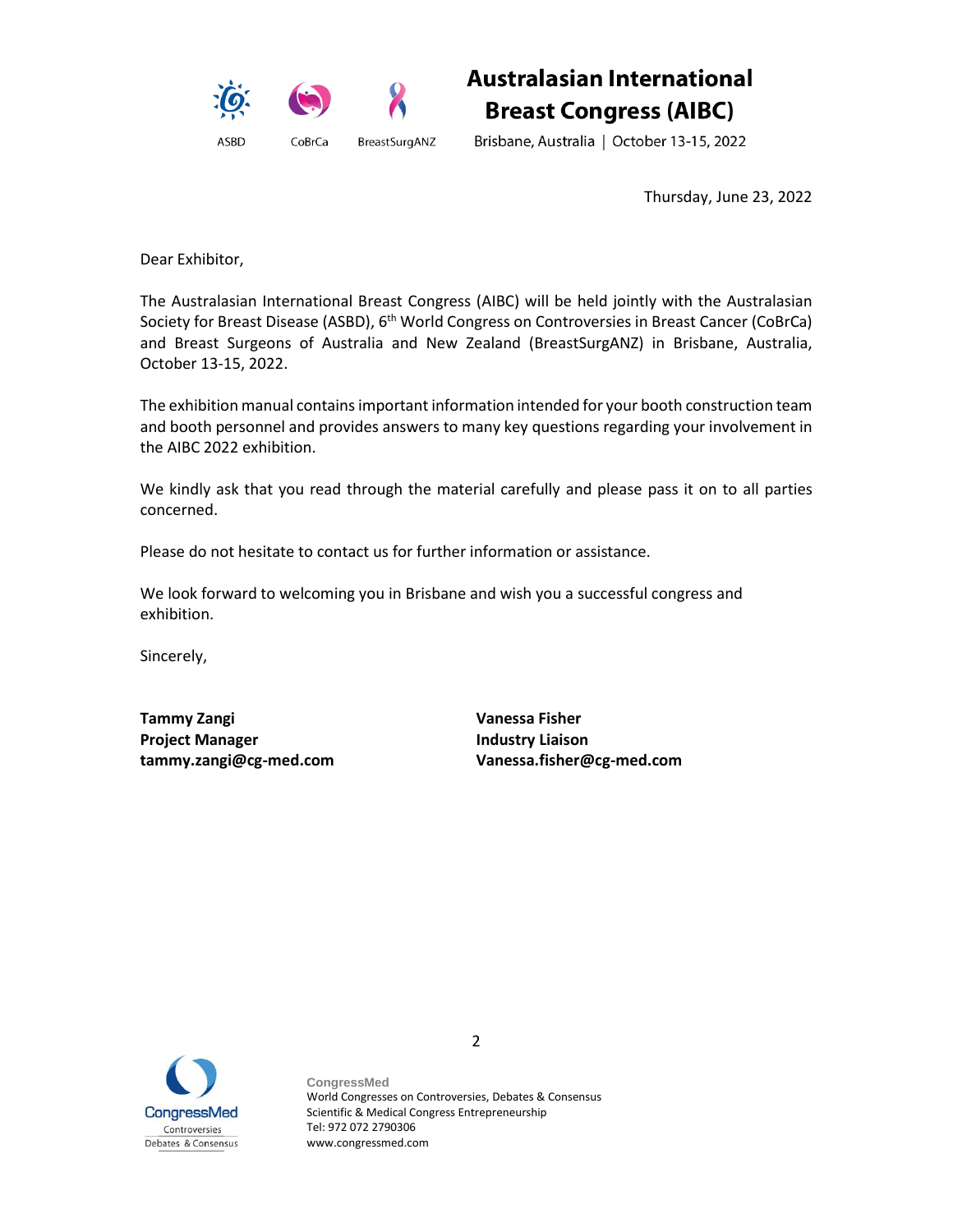# Australasian International Breast Congress (AIBC)

Brisbane, Australia | October 13-15, 2022

Thursday, June 23, 2022

Dear Exhibitor,

The Australasian International Breast Congress (AIBC) will be held jointly with the Australasian Society for Breast Disease (ASBD), 6th World Congress on Controversies in Breast Cancer (CoBrCa) and Breast Surgeons of Australia and New Zealand (BreastSurgANZ) in Brisbane, Australia, October 13-15, 2022.

The exhibition manual contains important information intended for your booth construction team and booth personnel and provides answers to many key questions regarding your involvement in the AIBC 2022 exhibition.

We kindly ask that you read through the material carefully and please pass it on to all parties concerned.

Please do not hesitate to contact us for further information or assistance.

We look forward to welcoming you in Brisbane and wish you a successful congress and exhibition.

Sincerely,

**Tammy Zangi**
**Project Manager**
**tammy.zangi@cg-med.com**

**Vanessa Fisher**
**Industry Liaison**
**Vanessa.fisher@cg-med.com**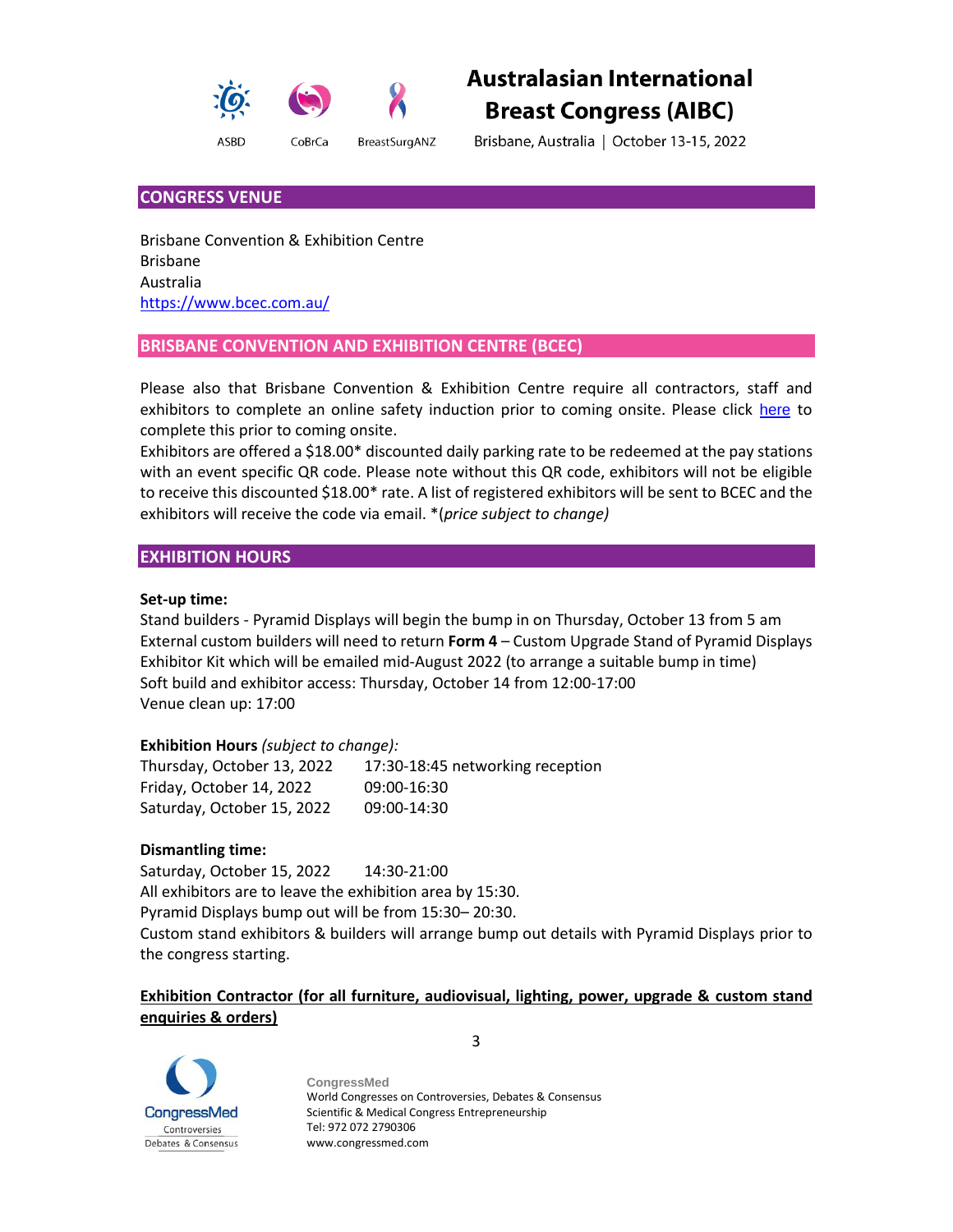## CONGRESS VENUE

Brisbane Convention & Exhibition Centre
Brisbane
Australia
[https://www.bcec.com.au/](https://www.bcec.com.au/)

## BRISBANE CONVENTION AND EXHIBITION CENTRE (BCEC)

Please also that Brisbane Convention & Exhibition Centre require all contractors, staff and exhibitors to complete an online safety induction prior to coming onsite. Please click here to complete this prior to coming onsite.

Exhibitors are offered a $18.00* discounted daily parking rate to be redeemed at the pay stations with an event specific QR code. Please note without this QR code, exhibitors will not be eligible to receive this discounted $18.00* rate. A list of registered exhibitors will be sent to BCEC and the exhibitors will receive the code via email. *(*price subject to change)*

## EXHIBITION HOURS

**Set-up time:**

Stand builders - Pyramid Displays will begin the bump in on Thursday, October 13 from 5 am
External custom builders will need to return **Form 4** – Custom Upgrade Stand of Pyramid Displays Exhibitor Kit which will be emailed mid-August 2022 (to arrange a suitable bump in time)
Soft build and exhibitor access: Thursday, October 14 from 12:00-17:00
Venue clean up: 17:00

**Exhibition Hours** *(subject to change):*

| | |
|---|---|
| Thursday, October 13, 2022 | 17:30-18:45 networking reception |
| Friday, October 14, 2022 | 09:00-16:30 |
| Saturday, October 15, 2022 | 09:00-14:30 |

**Dismantling time:**

Saturday, October 15, 2022 14:30-21:00
All exhibitors are to leave the exhibition area by 15:30.
Pyramid Displays bump out will be from 15:30– 20:30.
Custom stand exhibitors & builders will arrange bump out details with Pyramid Displays prior to the congress starting.

**Exhibition Contractor (for all furniture, audiovisual, lighting, power, upgrade & custom stand enquiries & orders)**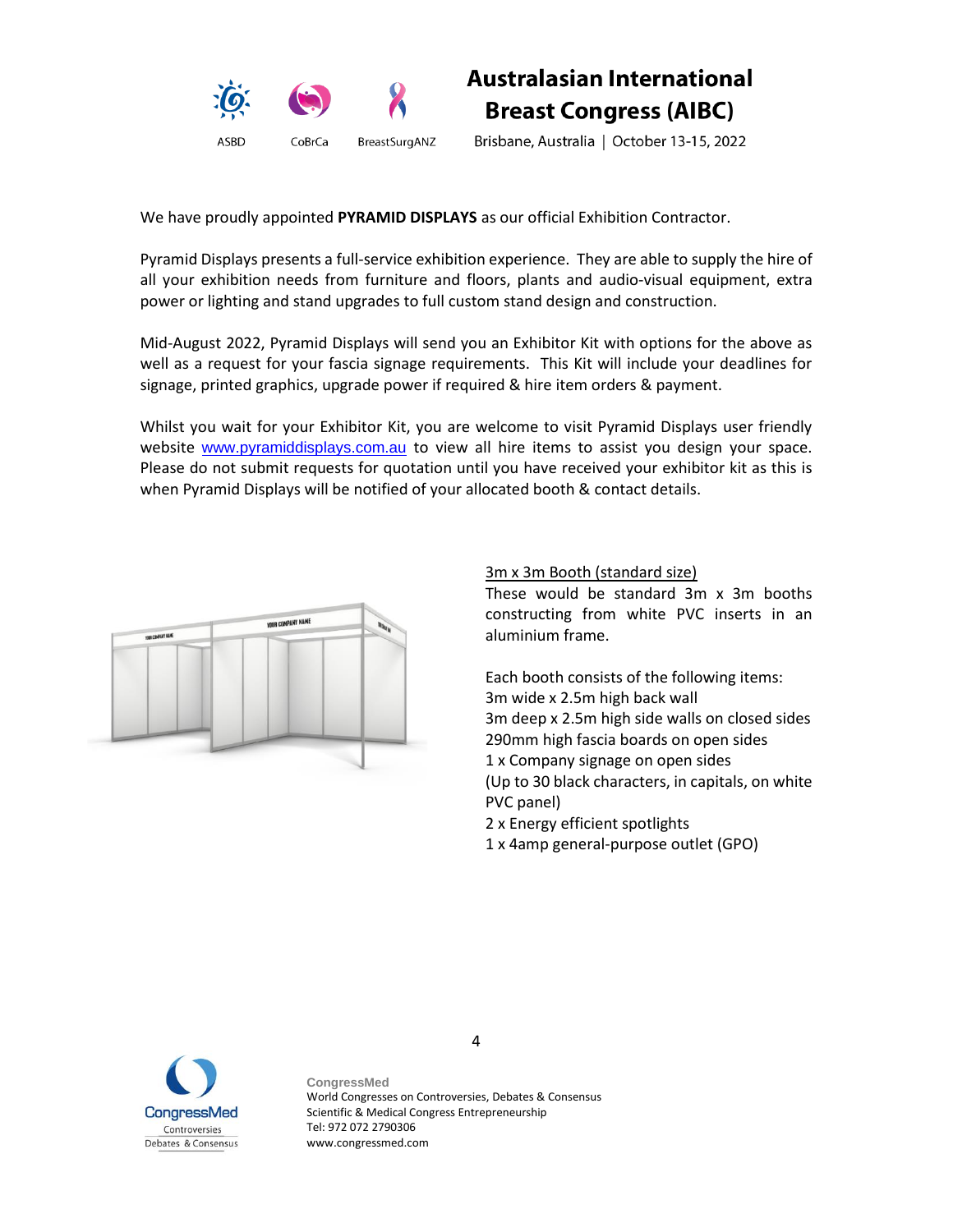We have proudly appointed **PYRAMID DISPLAYS** as our official Exhibition Contractor.

Pyramid Displays presents a full-service exhibition experience. They are able to supply the hire of all your exhibition needs from furniture and floors, plants and audio-visual equipment, extra power or lighting and stand upgrades to full custom stand design and construction.

Mid-August 2022, Pyramid Displays will send you an Exhibitor Kit with options for the above as well as a request for your fascia signage requirements. This Kit will include your deadlines for signage, printed graphics, upgrade power if required & hire item orders & payment.

Whilst you wait for your Exhibitor Kit, you are welcome to visit Pyramid Displays user friendly website [www.pyramiddisplays.com.au](http://www.pyramiddisplays.com.au) to view all hire items to assist you design your space. Please do not submit requests for quotation until you have received your exhibitor kit as this is when Pyramid Displays will be notified of your allocated booth & contact details.

3m x 3m Booth (standard size)

These would be standard 3m x 3m booths constructing from white PVC inserts in an aluminium frame.

Each booth consists of the following items:
3m wide x 2.5m high back wall
3m deep x 2.5m high side walls on closed sides
290mm high fascia boards on open sides
1 x Company signage on open sides
(Up to 30 black characters, in capitals, on white PVC panel)
2 x Energy efficient spotlights
1 x 4amp general-purpose outlet (GPO)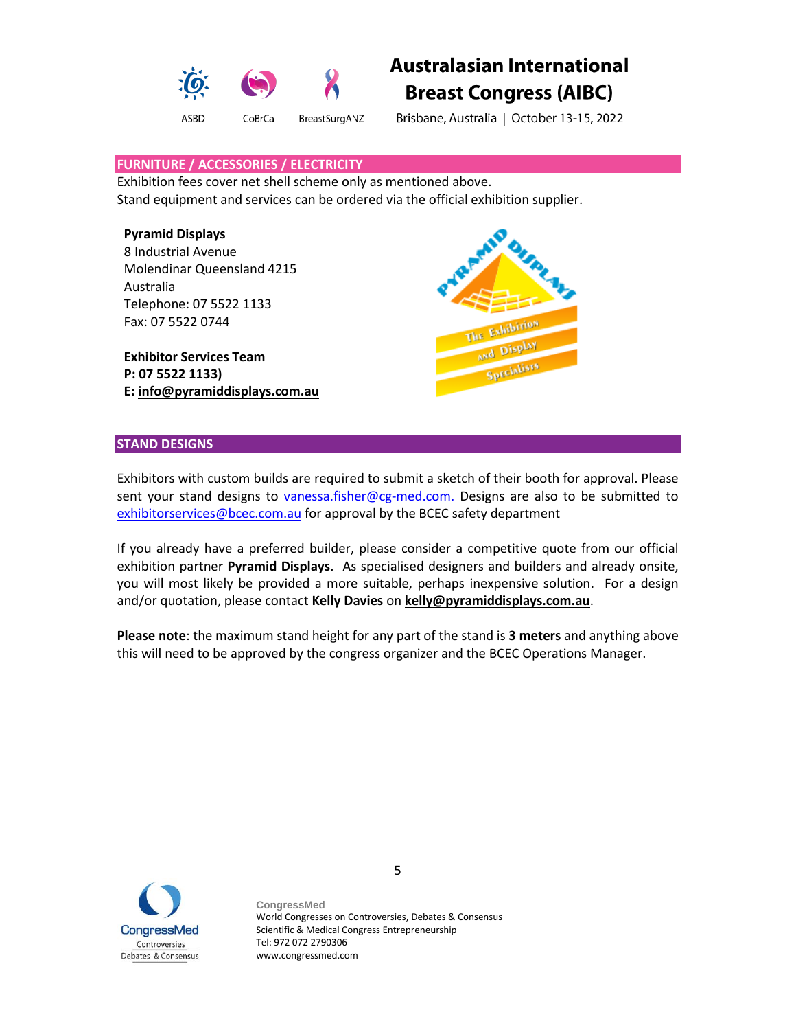## FURNITURE / ACCESSORIES / ELECTRICITY

Exhibition fees cover net shell scheme only as mentioned above.
Stand equipment and services can be ordered via the official exhibition supplier.

**Pyramid Displays**
8 Industrial Avenue
Molendinar Queensland 4215
Australia
Telephone: 07 5522 1133
Fax: 07 5522 0744

**Exhibitor Services Team**
**P: 07 5522 1133)**
**E: info@pyramiddisplays.com.au**

## STAND DESIGNS

Exhibitors with custom builds are required to submit a sketch of their booth for approval. Please sent your stand designs to vanessa.fisher@cg-med.com. Designs are also to be submitted to exhibitorservices@bcec.com.au for approval by the BCEC safety department

If you already have a preferred builder, please consider a competitive quote from our official exhibition partner **Pyramid Displays**. As specialised designers and builders and already onsite, you will most likely be provided a more suitable, perhaps inexpensive solution. For a design and/or quotation, please contact **Kelly Davies** on **kelly@pyramiddisplays.com.au**.

**Please note**: the maximum stand height for any part of the stand is **3 meters** and anything above this will need to be approved by the congress organizer and the BCEC Operations Manager.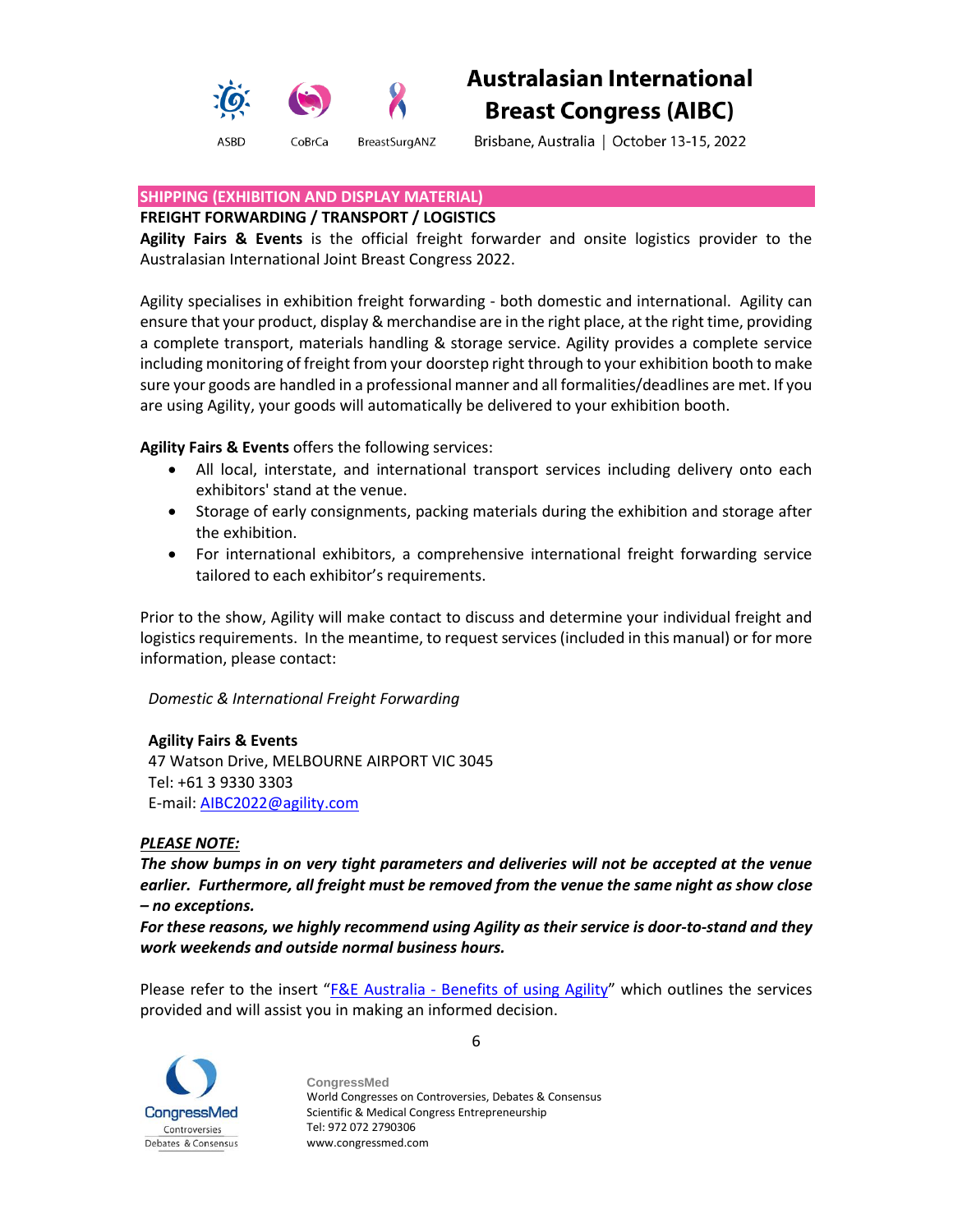## SHIPPING (EXHIBITION AND DISPLAY MATERIAL)

**FREIGHT FORWARDING / TRANSPORT / LOGISTICS**

**Agility Fairs & Events** is the official freight forwarder and onsite logistics provider to the Australasian International Joint Breast Congress 2022.

Agility specialises in exhibition freight forwarding - both domestic and international. Agility can ensure that your product, display & merchandise are in the right place, at the right time, providing a complete transport, materials handling & storage service. Agility provides a complete service including monitoring of freight from your doorstep right through to your exhibition booth to make sure your goods are handled in a professional manner and all formalities/deadlines are met. If you are using Agility, your goods will automatically be delivered to your exhibition booth.

**Agility Fairs & Events** offers the following services:

- All local, interstate, and international transport services including delivery onto each exhibitors' stand at the venue.
- Storage of early consignments, packing materials during the exhibition and storage after the exhibition.
- For international exhibitors, a comprehensive international freight forwarding service tailored to each exhibitor's requirements.

Prior to the show, Agility will make contact to discuss and determine your individual freight and logistics requirements. In the meantime, to request services (included in this manual) or for more information, please contact:

*Domestic & International Freight Forwarding*

**Agility Fairs & Events**
47 Watson Drive, MELBOURNE AIRPORT VIC 3045
Tel: +61 3 9330 3303
E-mail: AIBC2022@agility.com

***PLEASE NOTE:***

***The show bumps in on very tight parameters and deliveries will not be accepted at the venue earlier. Furthermore, all freight must be removed from the venue the same night as show close – no exceptions.***

***For these reasons, we highly recommend using Agility as their service is door-to-stand and they work weekends and outside normal business hours.***

Please refer to the insert "F&E Australia - Benefits of using Agility" which outlines the services provided and will assist you in making an informed decision.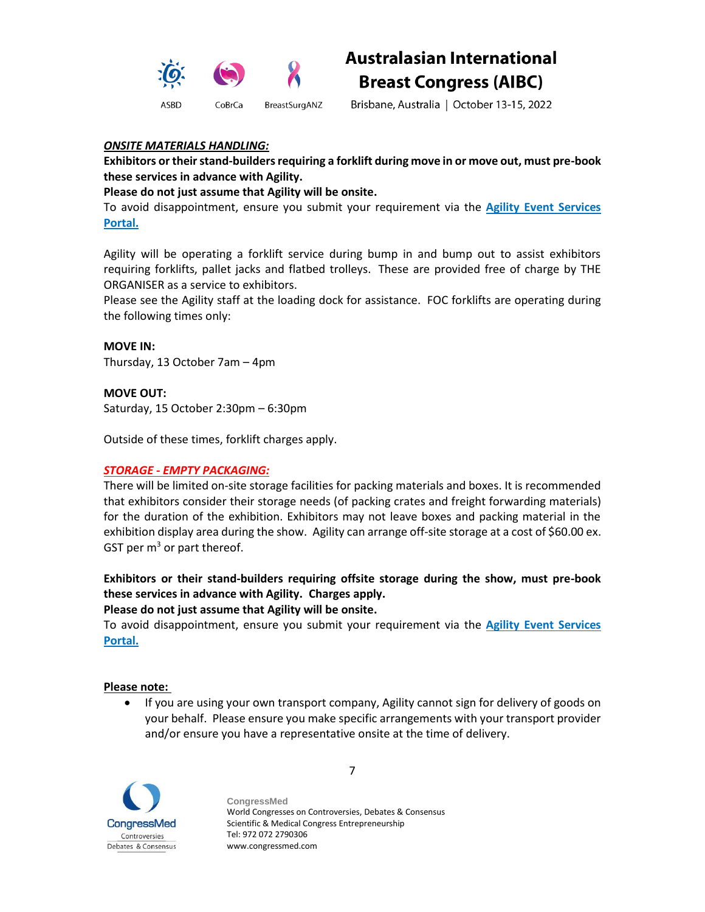***ONSITE MATERIALS HANDLING:***

**Exhibitors or their stand-builders requiring a forklift during move in or move out, must pre-book these services in advance with Agility.**

**Please do not just assume that Agility will be onsite.**

To avoid disappointment, ensure you submit your requirement via the **Agility Event Services Portal.**

Agility will be operating a forklift service during bump in and bump out to assist exhibitors requiring forklifts, pallet jacks and flatbed trolleys. These are provided free of charge by THE ORGANISER as a service to exhibitors.

Please see the Agility staff at the loading dock for assistance. FOC forklifts are operating during the following times only:

**MOVE IN:**

Thursday, 13 October 7am – 4pm

**MOVE OUT:**

Saturday, 15 October 2:30pm – 6:30pm

Outside of these times, forklift charges apply.

***STORAGE - EMPTY PACKAGING:***

There will be limited on-site storage facilities for packing materials and boxes. It is recommended that exhibitors consider their storage needs (of packing crates and freight forwarding materials) for the duration of the exhibition. Exhibitors may not leave boxes and packing material in the exhibition display area during the show. Agility can arrange off-site storage at a cost of $60.00 ex. GST per m$^3$ or part thereof.

**Exhibitors or their stand-builders requiring offsite storage during the show, must pre-book these services in advance with Agility. Charges apply.**

**Please do not just assume that Agility will be onsite.**

To avoid disappointment, ensure you submit your requirement via the **Agility Event Services Portal.**

**Please note:**

- If you are using your own transport company, Agility cannot sign for delivery of goods on your behalf. Please ensure you make specific arrangements with your transport provider and/or ensure you have a representative onsite at the time of delivery.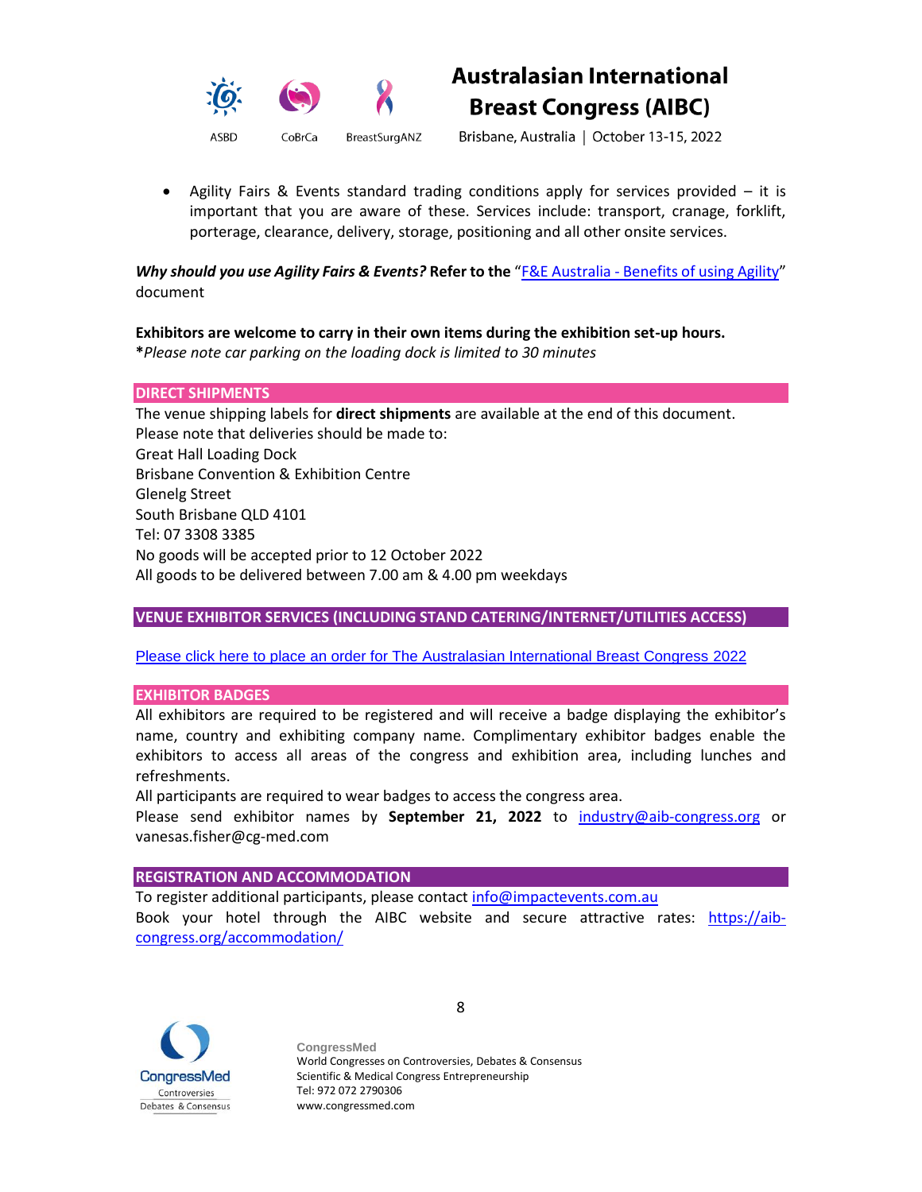- Agility Fairs & Events standard trading conditions apply for services provided – it is important that you are aware of these. Services include: transport, cranage, forklift, porterage, clearance, delivery, storage, positioning and all other onsite services.

***Why should you use Agility Fairs & Events?* Refer to the** "F&E Australia - Benefits of using Agility" document

**Exhibitors are welcome to carry in their own items during the exhibition set-up hours.**
**\***_Please note car parking on the loading dock is limited to 30 minutes_

## DIRECT SHIPMENTS

The venue shipping labels for **direct shipments** are available at the end of this document.
Please note that deliveries should be made to:
Great Hall Loading Dock
Brisbane Convention & Exhibition Centre
Glenelg Street
South Brisbane QLD 4101
Tel: 07 3308 3385
No goods will be accepted prior to 12 October 2022
All goods to be delivered between 7.00 am & 4.00 pm weekdays

## VENUE EXHIBITOR SERVICES (INCLUDING STAND CATERING/INTERNET/UTILITIES ACCESS)

Please click here to place an order for The Australasian International Breast Congress 2022

## EXHIBITOR BADGES

All exhibitors are required to be registered and will receive a badge displaying the exhibitor's name, country and exhibiting company name. Complimentary exhibitor badges enable the exhibitors to access all areas of the congress and exhibition area, including lunches and refreshments.
All participants are required to wear badges to access the congress area.
Please send exhibitor names by **September 21, 2022** to industry@aib-congress.org or vanesas.fisher@cg-med.com

## REGISTRATION AND ACCOMMODATION

To register additional participants, please contact info@impactevents.com.au
Book your hotel through the AIBC website and secure attractive rates: https://aib-congress.org/accommodation/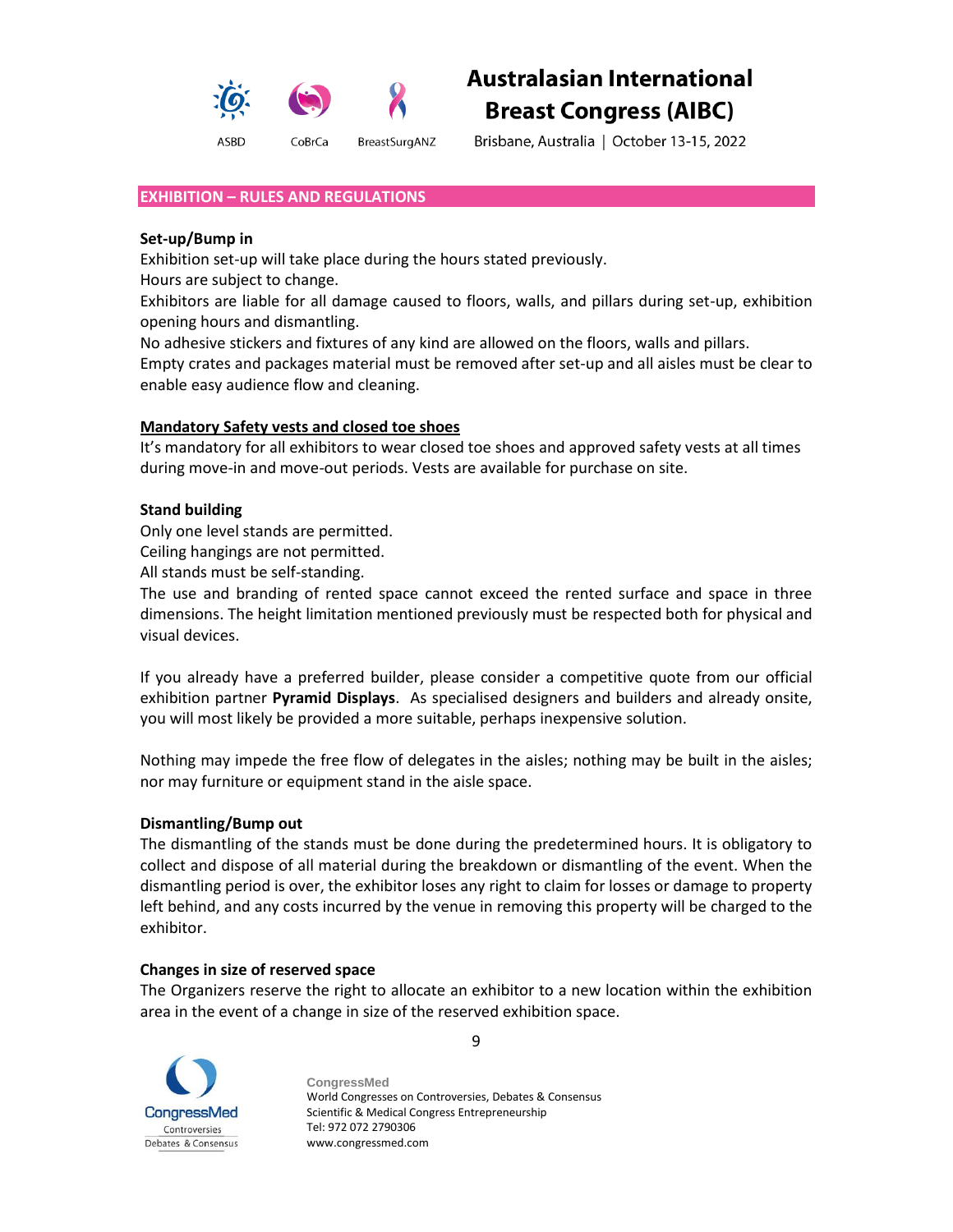## EXHIBITION – RULES AND REGULATIONS

**Set-up/Bump in**

Exhibition set-up will take place during the hours stated previously.

Hours are subject to change.

Exhibitors are liable for all damage caused to floors, walls, and pillars during set-up, exhibition opening hours and dismantling.

No adhesive stickers and fixtures of any kind are allowed on the floors, walls and pillars.

Empty crates and packages material must be removed after set-up and all aisles must be clear to enable easy audience flow and cleaning.

**Mandatory Safety vests and closed toe shoes**

It's mandatory for all exhibitors to wear closed toe shoes and approved safety vests at all times during move-in and move-out periods. Vests are available for purchase on site.

**Stand building**

Only one level stands are permitted.

Ceiling hangings are not permitted.

All stands must be self-standing.

The use and branding of rented space cannot exceed the rented surface and space in three dimensions. The height limitation mentioned previously must be respected both for physical and visual devices.

If you already have a preferred builder, please consider a competitive quote from our official exhibition partner **Pyramid Displays**. As specialised designers and builders and already onsite, you will most likely be provided a more suitable, perhaps inexpensive solution.

Nothing may impede the free flow of delegates in the aisles; nothing may be built in the aisles; nor may furniture or equipment stand in the aisle space.

**Dismantling/Bump out**

The dismantling of the stands must be done during the predetermined hours. It is obligatory to collect and dispose of all material during the breakdown or dismantling of the event. When the dismantling period is over, the exhibitor loses any right to claim for losses or damage to property left behind, and any costs incurred by the venue in removing this property will be charged to the exhibitor.

**Changes in size of reserved space**

The Organizers reserve the right to allocate an exhibitor to a new location within the exhibition area in the event of a change in size of the reserved exhibition space.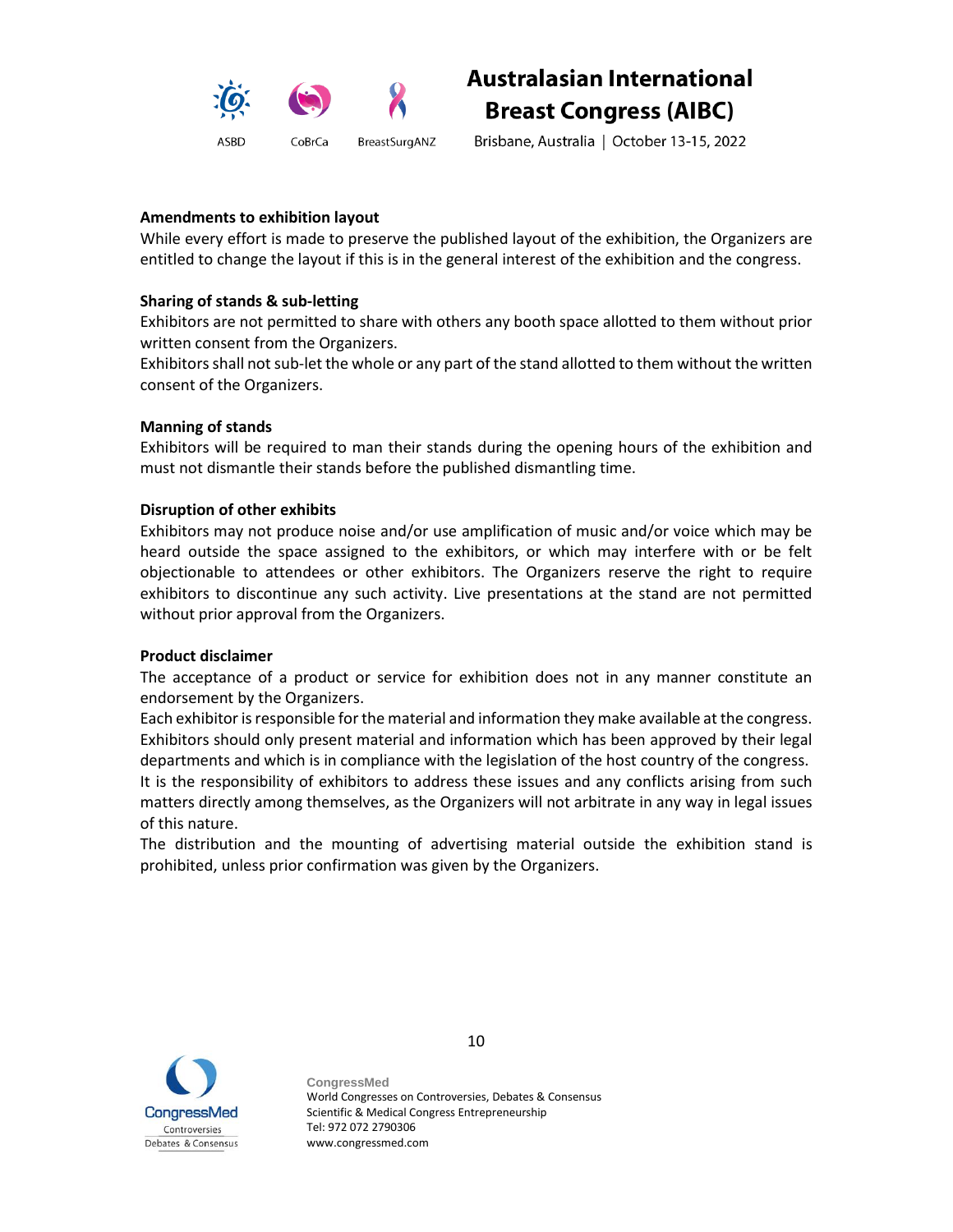### Amendments to exhibition layout

While every effort is made to preserve the published layout of the exhibition, the Organizers are entitled to change the layout if this is in the general interest of the exhibition and the congress.

### Sharing of stands & sub-letting

Exhibitors are not permitted to share with others any booth space allotted to them without prior written consent from the Organizers.

Exhibitors shall not sub-let the whole or any part of the stand allotted to them without the written consent of the Organizers.

### Manning of stands

Exhibitors will be required to man their stands during the opening hours of the exhibition and must not dismantle their stands before the published dismantling time.

### Disruption of other exhibits

Exhibitors may not produce noise and/or use amplification of music and/or voice which may be heard outside the space assigned to the exhibitors, or which may interfere with or be felt objectionable to attendees or other exhibitors. The Organizers reserve the right to require exhibitors to discontinue any such activity. Live presentations at the stand are not permitted without prior approval from the Organizers.

### Product disclaimer

The acceptance of a product or service for exhibition does not in any manner constitute an endorsement by the Organizers.

Each exhibitor is responsible for the material and information they make available at the congress. Exhibitors should only present material and information which has been approved by their legal departments and which is in compliance with the legislation of the host country of the congress.

It is the responsibility of exhibitors to address these issues and any conflicts arising from such matters directly among themselves, as the Organizers will not arbitrate in any way in legal issues of this nature.

The distribution and the mounting of advertising material outside the exhibition stand is prohibited, unless prior confirmation was given by the Organizers.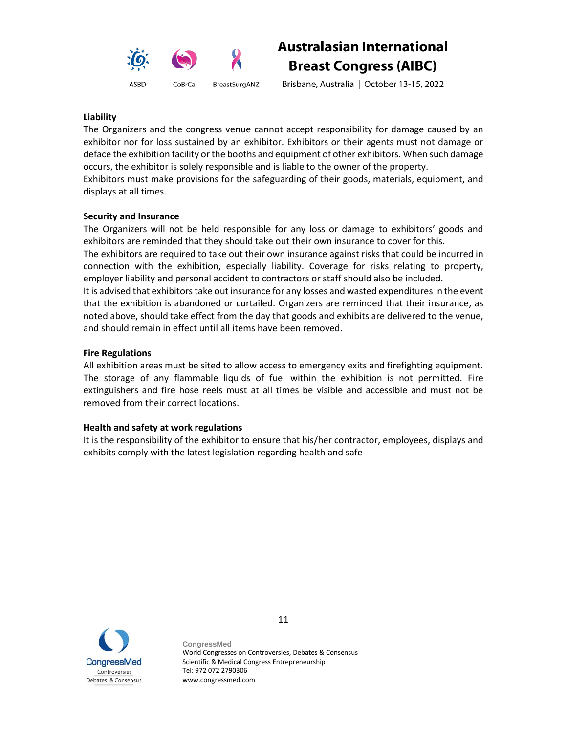## Liability

The Organizers and the congress venue cannot accept responsibility for damage caused by an exhibitor nor for loss sustained by an exhibitor. Exhibitors or their agents must not damage or deface the exhibition facility or the booths and equipment of other exhibitors. When such damage occurs, the exhibitor is solely responsible and is liable to the owner of the property.

Exhibitors must make provisions for the safeguarding of their goods, materials, equipment, and displays at all times.

## Security and Insurance

The Organizers will not be held responsible for any loss or damage to exhibitors' goods and exhibitors are reminded that they should take out their own insurance to cover for this.

The exhibitors are required to take out their own insurance against risks that could be incurred in connection with the exhibition, especially liability. Coverage for risks relating to property, employer liability and personal accident to contractors or staff should also be included.

It is advised that exhibitors take out insurance for any losses and wasted expenditures in the event that the exhibition is abandoned or curtailed. Organizers are reminded that their insurance, as noted above, should take effect from the day that goods and exhibits are delivered to the venue, and should remain in effect until all items have been removed.

## Fire Regulations

All exhibition areas must be sited to allow access to emergency exits and firefighting equipment. The storage of any flammable liquids of fuel within the exhibition is not permitted. Fire extinguishers and fire hose reels must at all times be visible and accessible and must not be removed from their correct locations.

## Health and safety at work regulations

It is the responsibility of the exhibitor to ensure that his/her contractor, employees, displays and exhibits comply with the latest legislation regarding health and safe